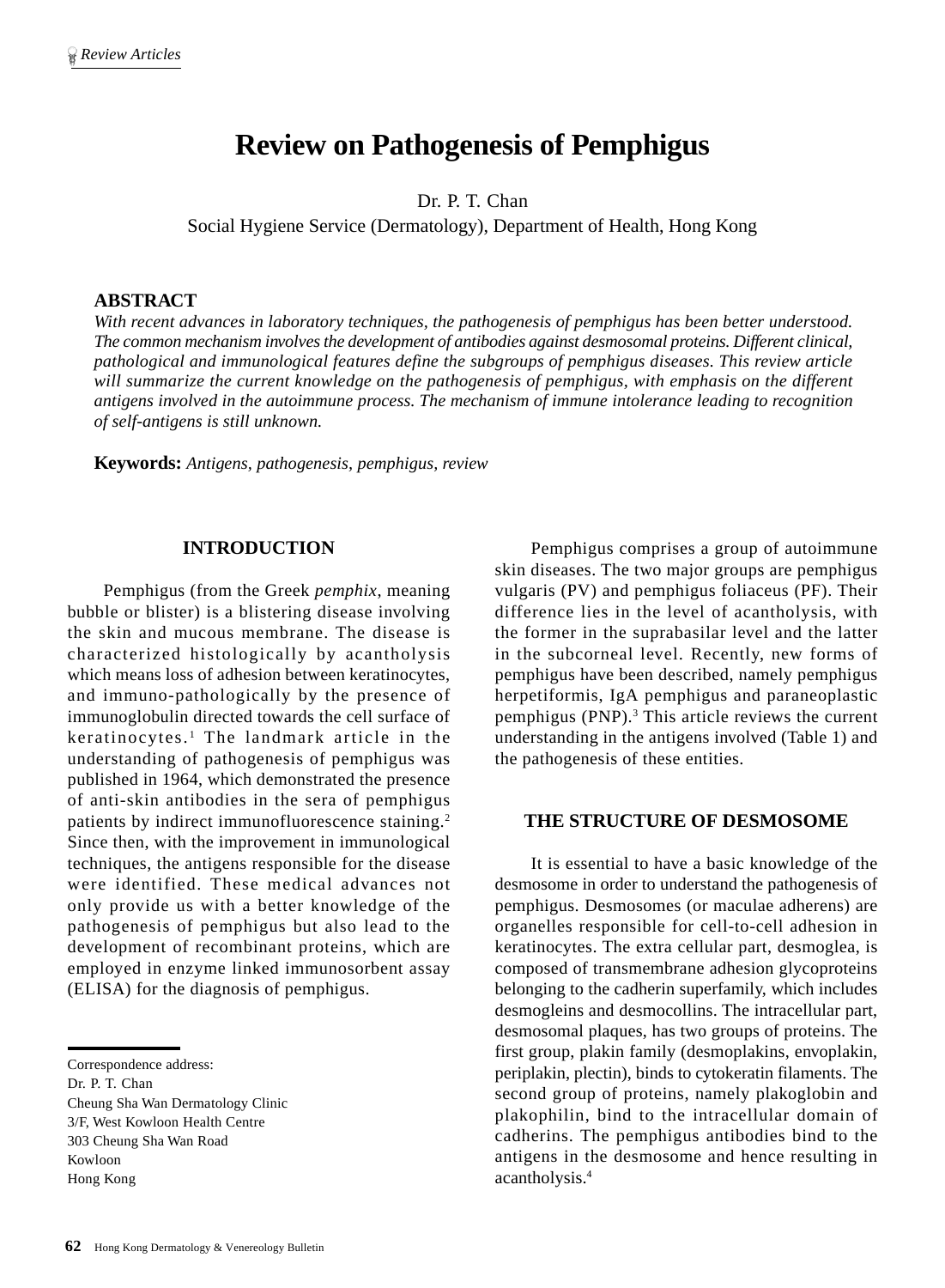# Review on Pathogenesis of Pemphigus

Dr. P. T. Chan

Social Hygiene Service (Dermatology), Department of Health, Hong Kong

## ABSTRACT

*With recent advances in laboratory techniques, the pathogenesis of pemphigus has been better understood. The common mechanism involves the development of antibodies against desmosomal proteins. Different clinical, pathological and immunological features define the subgroups of pemphigus diseases. This review article will summarize the current knowledge on the pathogenesis of pemphigus, with emphasis on the different antigens involved in the autoimmune process. The mechanism of immune intolerance leading to recognition of self-antigens is still unknown.*

**Keywords:** *Antigens, pathogenesis, pemphigus, review*

## INTRODUCTION

Pemphigus (from the Greek *pemphix*, meaning bubble or blister) is a blistering disease involving the skin and mucous membrane. The disease is characterized histologically by acantholysis which means loss of adhesion between keratinocytes, and immuno-pathologically by the presence of immunoglobulin directed towards the cell surface of keratinocytes.[1] The landmark article in the understanding of pathogenesis of pemphigus was published in 1964, which demonstrated the presence of anti-skin antibodies in the sera of pemphigus patients by indirect immunofluorescence staining.[2] Since then, with the improvement in immunological techniques, the antigens responsible for the disease were identified. These medical advances not only provide us with a better knowledge of the pathogenesis of pemphigus but also lead to the development of recombinant proteins, which are employed in enzyme linked immunosorbent assay (ELISA) for the diagnosis of pemphigus.

Pemphigus comprises a group of autoimmune skin diseases. The two major groups are pemphigus vulgaris (PV) and pemphigus foliaceus (PF). Their difference lies in the level of acantholysis, with the former in the suprabasilar level and the latter in the subcorneal level. Recently, new forms of pemphigus have been described, namely pemphigus herpetiformis, IgA pemphigus and paraneoplastic pemphigus (PNP).[3] This article reviews the current understanding in the antigens involved (Table 1) and the pathogenesis of these entities.

## THE STRUCTURE OF DESMOSOME

It is essential to have a basic knowledge of the desmosome in order to understand the pathogenesis of pemphigus. Desmosomes (or maculae adherens) are organelles responsible for cell-to-cell adhesion in keratinocytes. The extra cellular part, desmoglea, is composed of transmembrane adhesion glycoproteins belonging to the cadherin superfamily, which includes desmogleins and desmocollins. The intracellular part, desmosomal plaques, has two groups of proteins. The first group, plakin family (desmoplakins, envoplakin, periplakin, plectin), binds to cytokeratin filaments. The second group of proteins, namely plakoglobin and plakophilin, bind to the intracellular domain of cadherins. The pemphigus antibodies bind to the antigens in the desmosome and hence resulting in acantholysis.[4]

Correspondence address:
Dr. P. T. Chan
Cheung Sha Wan Dermatology Clinic
3/F, West Kowloon Health Centre
303 Cheung Sha Wan Road
Kowloon
Hong Kong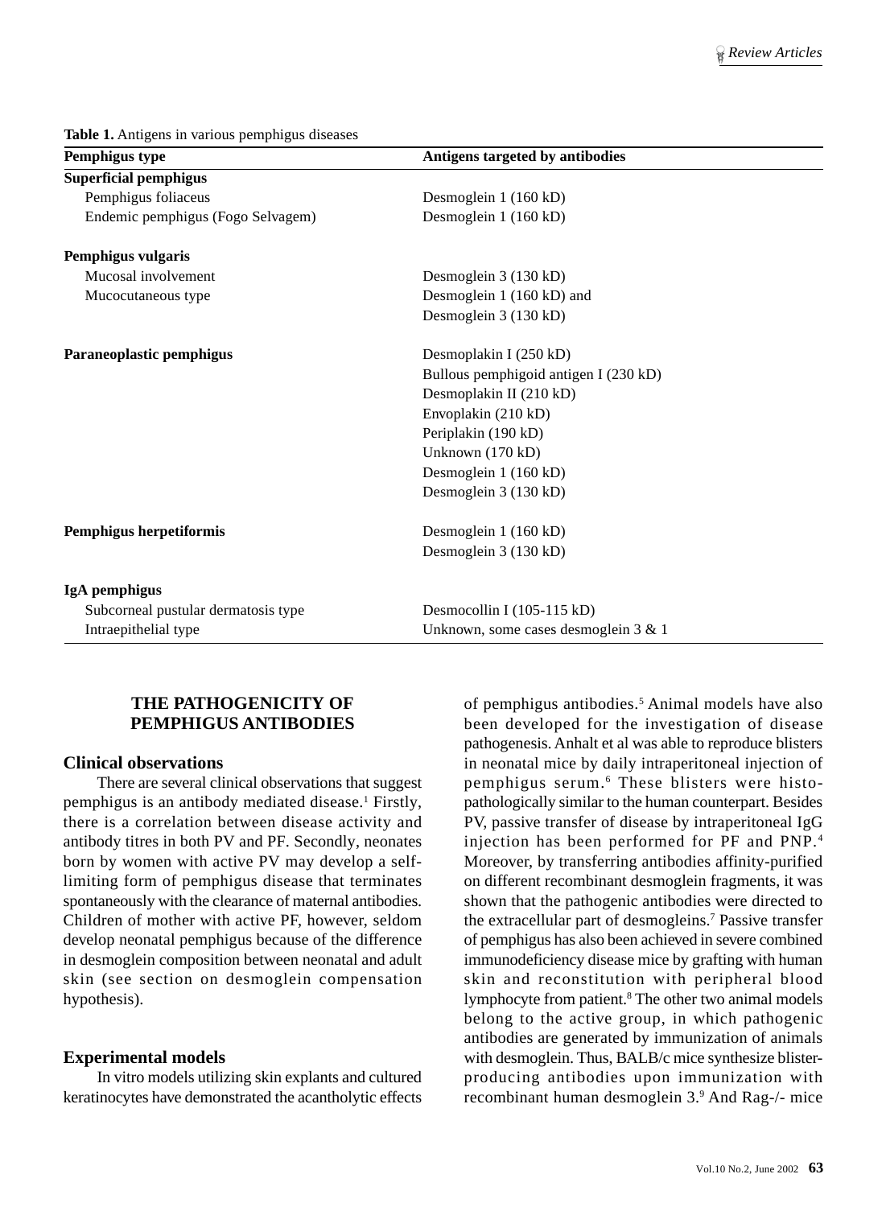**Table 1.** Antigens in various pemphigus diseases

| Pemphigus type | Antigens targeted by antibodies |
|---|---|
| **Superficial pemphigus** | |
| Pemphigus foliaceus | Desmoglein 1 (160 kD) |
| Endemic pemphigus (Fogo Selvagem) | Desmoglein 1 (160 kD) |
| **Pemphigus vulgaris** | |
| Mucosal involvement | Desmoglein 3 (130 kD) |
| Mucocutaneous type | Desmoglein 1 (160 kD) and Desmoglein 3 (130 kD) |
| **Paraneoplastic pemphigus** | Desmoplakin I (250 kD) |
| | Bullous pemphigoid antigen I (230 kD) |
| | Desmoplakin II (210 kD) |
| | Envoplakin (210 kD) |
| | Periplakin (190 kD) |
| | Unknown (170 kD) |
| | Desmoglein 1 (160 kD) |
| | Desmoglein 3 (130 kD) |
| **Pemphigus herpetiformis** | Desmoglein 1 (160 kD) |
| | Desmoglein 3 (130 kD) |
| **IgA pemphigus** | |
| Subcorneal pustular dermatosis type | Desmocollin I (105-115 kD) |
| Intraepithelial type | Unknown, some cases desmoglein 3 & 1 |

## THE PATHOGENICITY OF PEMPHIGUS ANTIBODIES

### Clinical observations

There are several clinical observations that suggest pemphigus is an antibody mediated disease.[1] Firstly, there is a correlation between disease activity and antibody titres in both PV and PF. Secondly, neonates born by women with active PV may develop a self-limiting form of pemphigus disease that terminates spontaneously with the clearance of maternal antibodies. Children of mother with active PF, however, seldom develop neonatal pemphigus because of the difference in desmoglein composition between neonatal and adult skin (see section on desmoglein compensation hypothesis).

### Experimental models

In vitro models utilizing skin explants and cultured keratinocytes have demonstrated the acantholytic effects of pemphigus antibodies.[5] Animal models have also been developed for the investigation of disease pathogenesis. Anhalt et al was able to reproduce blisters in neonatal mice by daily intraperitoneal injection of pemphigus serum.[6] These blisters were histopathologically similar to the human counterpart. Besides PV, passive transfer of disease by intraperitoneal IgG injection has been performed for PF and PNP.[4] Moreover, by transferring antibodies affinity-purified on different recombinant desmoglein fragments, it was shown that the pathogenic antibodies were directed to the extracellular part of desmogleins.[7] Passive transfer of pemphigus has also been achieved in severe combined immunodeficiency disease mice by grafting with human skin and reconstitution with peripheral blood lymphocyte from patient.[8] The other two animal models belong to the active group, in which pathogenic antibodies are generated by immunization of animals with desmoglein. Thus, BALB/c mice synthesize blister-producing antibodies upon immunization with recombinant human desmoglein 3.[9] And Rag-/- mice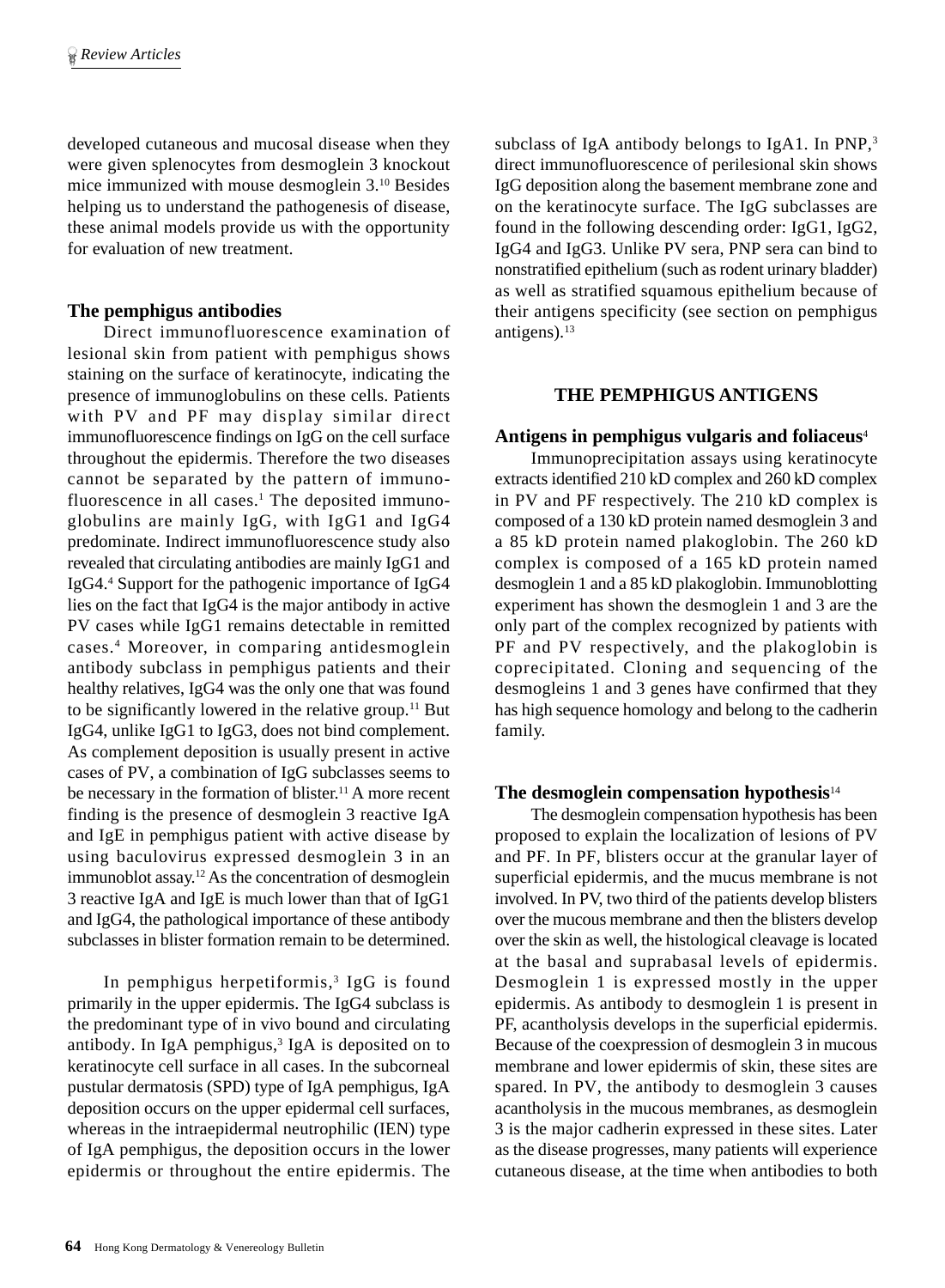developed cutaneous and mucosal disease when they were given splenocytes from desmoglein 3 knockout mice immunized with mouse desmoglein 3.[10] Besides helping us to understand the pathogenesis of disease, these animal models provide us with the opportunity for evaluation of new treatment.

### The pemphigus antibodies

Direct immunofluorescence examination of lesional skin from patient with pemphigus shows staining on the surface of keratinocyte, indicating the presence of immunoglobulins on these cells. Patients with PV and PF may display similar direct immunofluorescence findings on IgG on the cell surface throughout the epidermis. Therefore the two diseases cannot be separated by the pattern of immunofluorescence in all cases.[1] The deposited immunoglobulins are mainly IgG, with IgG1 and IgG4 predominate. Indirect immunofluorescence study also revealed that circulating antibodies are mainly IgG1 and IgG4.[4] Support for the pathogenic importance of IgG4 lies on the fact that IgG4 is the major antibody in active PV cases while IgG1 remains detectable in remitted cases.[4] Moreover, in comparing antidesmoglein antibody subclass in pemphigus patients and their healthy relatives, IgG4 was the only one that was found to be significantly lowered in the relative group.[11] But IgG4, unlike IgG1 to IgG3, does not bind complement. As complement deposition is usually present in active cases of PV, a combination of IgG subclasses seems to be necessary in the formation of blister.[11] A more recent finding is the presence of desmoglein 3 reactive IgA and IgE in pemphigus patient with active disease by using baculovirus expressed desmoglein 3 in an immunoblot assay.[12] As the concentration of desmoglein 3 reactive IgA and IgE is much lower than that of IgG1 and IgG4, the pathological importance of these antibody subclasses in blister formation remain to be determined.

In pemphigus herpetiformis,[3] IgG is found primarily in the upper epidermis. The IgG4 subclass is the predominant type of in vivo bound and circulating antibody. In IgA pemphigus,[3] IgA is deposited on to keratinocyte cell surface in all cases. In the subcorneal pustular dermatosis (SPD) type of IgA pemphigus, IgA deposition occurs on the upper epidermal cell surfaces, whereas in the intraepidermal neutrophilic (IEN) type of IgA pemphigus, the deposition occurs in the lower epidermis or throughout the entire epidermis. The subclass of IgA antibody belongs to IgA1. In PNP,[3] direct immunofluorescence of perilesional skin shows IgG deposition along the basement membrane zone and on the keratinocyte surface. The IgG subclasses are found in the following descending order: IgG1, IgG2, IgG4 and IgG3. Unlike PV sera, PNP sera can bind to nonstratified epithelium (such as rodent urinary bladder) as well as stratified squamous epithelium because of their antigens specificity (see section on pemphigus antigens).[13]

## THE PEMPHIGUS ANTIGENS

### Antigens in pemphigus vulgaris and foliaceus[4]

Immunoprecipitation assays using keratinocyte extracts identified 210 kD complex and 260 kD complex in PV and PF respectively. The 210 kD complex is composed of a 130 kD protein named desmoglein 3 and a 85 kD protein named plakoglobin. The 260 kD complex is composed of a 165 kD protein named desmoglein 1 and a 85 kD plakoglobin. Immunoblotting experiment has shown the desmoglein 1 and 3 are the only part of the complex recognized by patients with PF and PV respectively, and the plakoglobin is coprecipitated. Cloning and sequencing of the desmogleins 1 and 3 genes have confirmed that they has high sequence homology and belong to the cadherin family.

### The desmoglein compensation hypothesis[14]

The desmoglein compensation hypothesis has been proposed to explain the localization of lesions of PV and PF. In PF, blisters occur at the granular layer of superficial epidermis, and the mucus membrane is not involved. In PV, two third of the patients develop blisters over the mucous membrane and then the blisters develop over the skin as well, the histological cleavage is located at the basal and suprabasal levels of epidermis. Desmoglein 1 is expressed mostly in the upper epidermis. As antibody to desmoglein 1 is present in PF, acantholysis develops in the superficial epidermis. Because of the coexpression of desmoglein 3 in mucous membrane and lower epidermis of skin, these sites are spared. In PV, the antibody to desmoglein 3 causes acantholysis in the mucous membranes, as desmoglein 3 is the major cadherin expressed in these sites. Later as the disease progresses, many patients will experience cutaneous disease, at the time when antibodies to both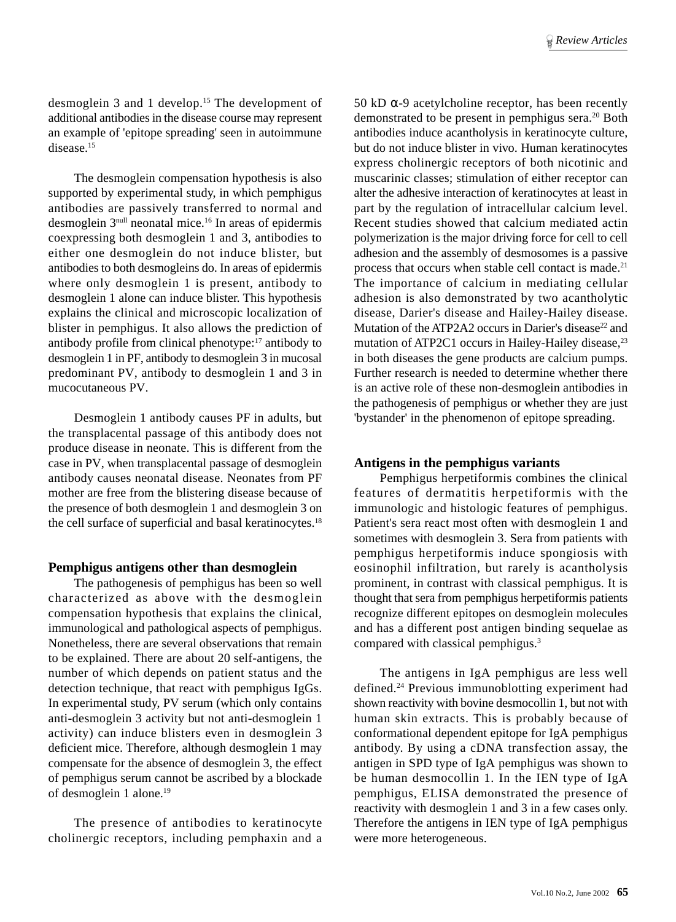desmoglein 3 and 1 develop.[15] The development of additional antibodies in the disease course may represent an example of 'epitope spreading' seen in autoimmune disease.[15]

The desmoglein compensation hypothesis is also supported by experimental study, in which pemphigus antibodies are passively transferred to normal and desmoglein $3^{null}$ neonatal mice.[16] In areas of epidermis coexpressing both desmoglein 1 and 3, antibodies to either one desmoglein do not induce blister, but antibodies to both desmogleins do. In areas of epidermis where only desmoglein 1 is present, antibody to desmoglein 1 alone can induce blister. This hypothesis explains the clinical and microscopic localization of blister in pemphigus. It also allows the prediction of antibody profile from clinical phenotype:[17] antibody to desmoglein 1 in PF, antibody to desmoglein 3 in mucosal predominant PV, antibody to desmoglein 1 and 3 in mucocutaneous PV.

Desmoglein 1 antibody causes PF in adults, but the transplacental passage of this antibody does not produce disease in neonate. This is different from the case in PV, when transplacental passage of desmoglein antibody causes neonatal disease. Neonates from PF mother are free from the blistering disease because of the presence of both desmoglein 1 and desmoglein 3 on the cell surface of superficial and basal keratinocytes.[18]

## Pemphigus antigens other than desmoglein

The pathogenesis of pemphigus has been so well characterized as above with the desmoglein compensation hypothesis that explains the clinical, immunological and pathological aspects of pemphigus. Nonetheless, there are several observations that remain to be explained. There are about 20 self-antigens, the number of which depends on patient status and the detection technique, that react with pemphigus IgGs. In experimental study, PV serum (which only contains anti-desmoglein 3 activity but not anti-desmoglein 1 activity) can induce blisters even in desmoglein 3 deficient mice. Therefore, although desmoglein 1 may compensate for the absence of desmoglein 3, the effect of pemphigus serum cannot be ascribed by a blockade of desmoglein 1 alone.[19]

The presence of antibodies to keratinocyte cholinergic receptors, including pemphaxin and a 50 kD α-9 acetylcholine receptor, has been recently demonstrated to be present in pemphigus sera.[20] Both antibodies induce acantholysis in keratinocyte culture, but do not induce blister in vivo. Human keratinocytes express cholinergic receptors of both nicotinic and muscarinic classes; stimulation of either receptor can alter the adhesive interaction of keratinocytes at least in part by the regulation of intracellular calcium level. Recent studies showed that calcium mediated actin polymerization is the major driving force for cell to cell adhesion and the assembly of desmosomes is a passive process that occurs when stable cell contact is made.[21] The importance of calcium in mediating cellular adhesion is also demonstrated by two acantholytic disease, Darier's disease and Hailey-Hailey disease. Mutation of the ATP2A2 occurs in Darier's disease[22] and mutation of ATP2C1 occurs in Hailey-Hailey disease,[23] in both diseases the gene products are calcium pumps. Further research is needed to determine whether there is an active role of these non-desmoglein antibodies in the pathogenesis of pemphigus or whether they are just 'bystander' in the phenomenon of epitope spreading.

## Antigens in the pemphigus variants

Pemphigus herpetiformis combines the clinical features of dermatitis herpetiformis with the immunologic and histologic features of pemphigus. Patient's sera react most often with desmoglein 1 and sometimes with desmoglein 3. Sera from patients with pemphigus herpetiformis induce spongiosis with eosinophil infiltration, but rarely is acantholysis prominent, in contrast with classical pemphigus. It is thought that sera from pemphigus herpetiformis patients recognize different epitopes on desmoglein molecules and has a different post antigen binding sequelae as compared with classical pemphigus.[3]

The antigens in IgA pemphigus are less well defined.[24] Previous immunoblotting experiment had shown reactivity with bovine desmocollin 1, but not with human skin extracts. This is probably because of conformational dependent epitope for IgA pemphigus antibody. By using a cDNA transfection assay, the antigen in SPD type of IgA pemphigus was shown to be human desmocollin 1. In the IEN type of IgA pemphigus, ELISA demonstrated the presence of reactivity with desmoglein 1 and 3 in a few cases only. Therefore the antigens in IEN type of IgA pemphigus were more heterogeneous.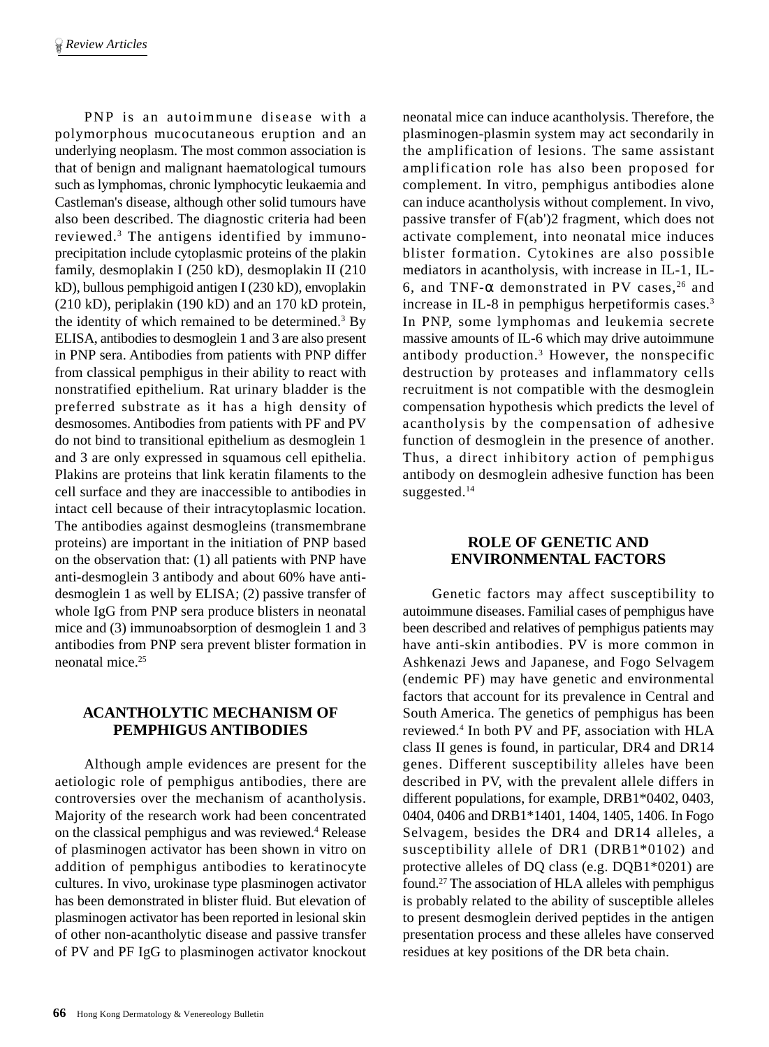PNP is an autoimmune disease with a polymorphous mucocutaneous eruption and an underlying neoplasm. The most common association is that of benign and malignant haematological tumours such as lymphomas, chronic lymphocytic leukaemia and Castleman's disease, although other solid tumours have also been described. The diagnostic criteria had been reviewed.[3] The antigens identified by immunoprecipitation include cytoplasmic proteins of the plakin family, desmoplakin I (250 kD), desmoplakin II (210 kD), bullous pemphigoid antigen I (230 kD), envoplakin (210 kD), periplakin (190 kD) and an 170 kD protein, the identity of which remained to be determined.[3] By ELISA, antibodies to desmoglein 1 and 3 are also present in PNP sera. Antibodies from patients with PNP differ from classical pemphigus in their ability to react with nonstratified epithelium. Rat urinary bladder is the preferred substrate as it has a high density of desmosomes. Antibodies from patients with PF and PV do not bind to transitional epithelium as desmoglein 1 and 3 are only expressed in squamous cell epithelia. Plakins are proteins that link keratin filaments to the cell surface and they are inaccessible to antibodies in intact cell because of their intracytoplasmic location. The antibodies against desmogleins (transmembrane proteins) are important in the initiation of PNP based on the observation that: (1) all patients with PNP have anti-desmoglein 3 antibody and about 60% have anti-desmoglein 1 as well by ELISA; (2) passive transfer of whole IgG from PNP sera produce blisters in neonatal mice and (3) immunoabsorption of desmoglein 1 and 3 antibodies from PNP sera prevent blister formation in neonatal mice.[25]

## ACANTHOLYTIC MECHANISM OF PEMPHIGUS ANTIBODIES

Although ample evidences are present for the aetiologic role of pemphigus antibodies, there are controversies over the mechanism of acantholysis. Majority of the research work had been concentrated on the classical pemphigus and was reviewed.[4] Release of plasminogen activator has been shown in vitro on addition of pemphigus antibodies to keratinocyte cultures. In vivo, urokinase type plasminogen activator has been demonstrated in blister fluid. But elevation of plasminogen activator has been reported in lesional skin of other non-acantholytic disease and passive transfer of PV and PF IgG to plasminogen activator knockout neonatal mice can induce acantholysis. Therefore, the plasminogen-plasmin system may act secondarily in the amplification of lesions. The same assistant amplification role has also been proposed for complement. In vitro, pemphigus antibodies alone can induce acantholysis without complement. In vivo, passive transfer of F(ab')2 fragment, which does not activate complement, into neonatal mice induces blister formation. Cytokines are also possible mediators in acantholysis, with increase in IL-1, IL-6, and TNF-$\alpha$ demonstrated in PV cases,[26] and increase in IL-8 in pemphigus herpetiformis cases.[3] In PNP, some lymphomas and leukemia secrete massive amounts of IL-6 which may drive autoimmune antibody production.[3] However, the nonspecific destruction by proteases and inflammatory cells recruitment is not compatible with the desmoglein compensation hypothesis which predicts the level of acantholysis by the compensation of adhesive function of desmoglein in the presence of another. Thus, a direct inhibitory action of pemphigus antibody on desmoglein adhesive function has been suggested.[14]

## ROLE OF GENETIC AND ENVIRONMENTAL FACTORS

Genetic factors may affect susceptibility to autoimmune diseases. Familial cases of pemphigus have been described and relatives of pemphigus patients may have anti-skin antibodies. PV is more common in Ashkenazi Jews and Japanese, and Fogo Selvagem (endemic PF) may have genetic and environmental factors that account for its prevalence in Central and South America. The genetics of pemphigus has been reviewed.[4] In both PV and PF, association with HLA class II genes is found, in particular, DR4 and DR14 genes. Different susceptibility alleles have been described in PV, with the prevalent allele differs in different populations, for example, DRB1*0402, 0403, 0404, 0406 and DRB1*1401, 1404, 1405, 1406. In Fogo Selvagem, besides the DR4 and DR14 alleles, a susceptibility allele of DR1 (DRB1*0102) and protective alleles of DQ class (e.g. DQB1*0201) are found.[27] The association of HLA alleles with pemphigus is probably related to the ability of susceptible alleles to present desmoglein derived peptides in the antigen presentation process and these alleles have conserved residues at key positions of the DR beta chain.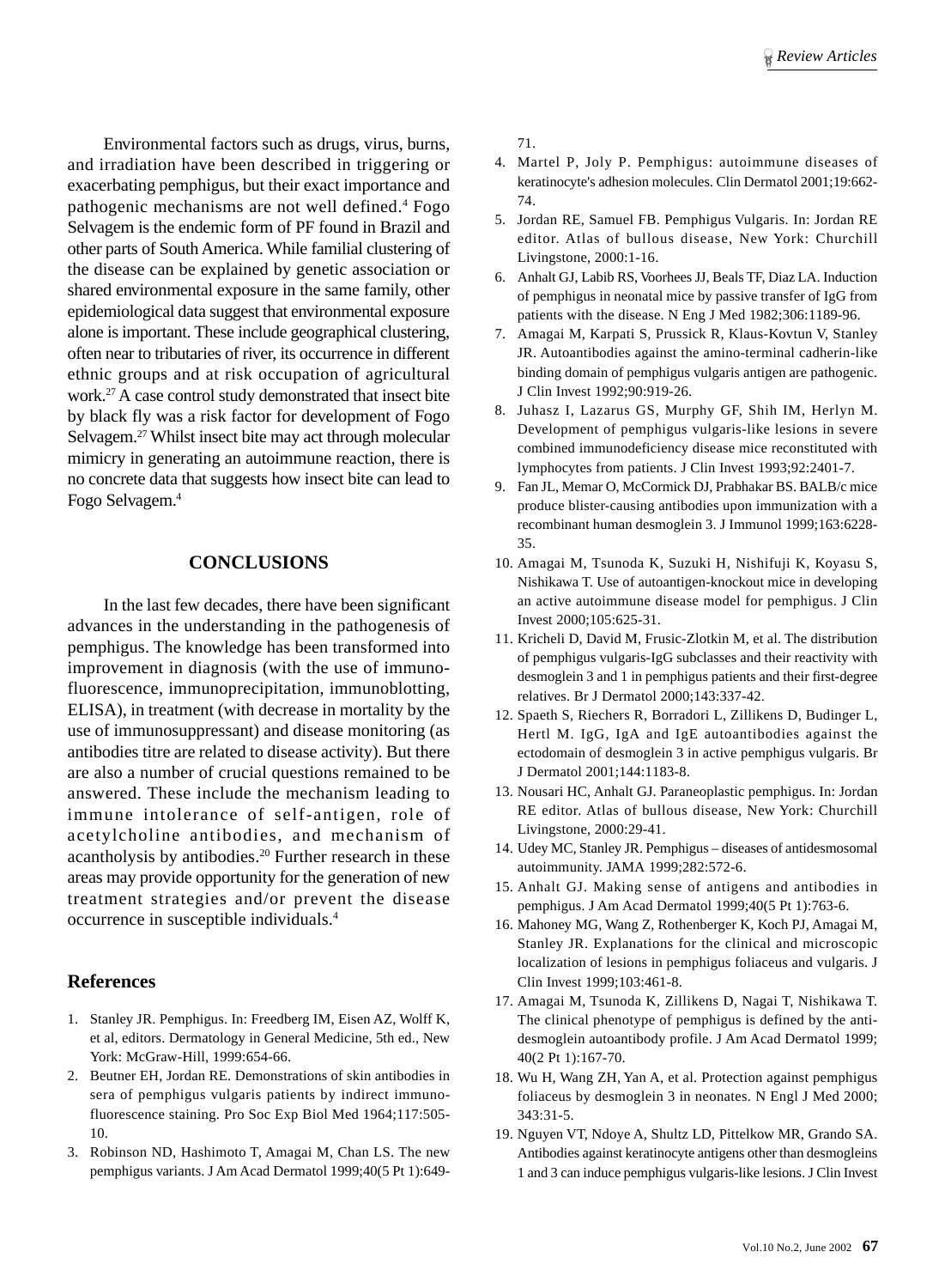Environmental factors such as drugs, virus, burns, and irradiation have been described in triggering or exacerbating pemphigus, but their exact importance and pathogenic mechanisms are not well defined.[4] Fogo Selvagem is the endemic form of PF found in Brazil and other parts of South America. While familial clustering of the disease can be explained by genetic association or shared environmental exposure in the same family, other epidemiological data suggest that environmental exposure alone is important. These include geographical clustering, often near to tributaries of river, its occurrence in different ethnic groups and at risk occupation of agricultural work.[27] A case control study demonstrated that insect bite by black fly was a risk factor for development of Fogo Selvagem.[27] Whilst insect bite may act through molecular mimicry in generating an autoimmune reaction, there is no concrete data that suggests how insect bite can lead to Fogo Selvagem.[4]

## CONCLUSIONS

In the last few decades, there have been significant advances in the understanding in the pathogenesis of pemphigus. The knowledge has been transformed into improvement in diagnosis (with the use of immunofluorescence, immunoprecipitation, immunoblotting, ELISA), in treatment (with decrease in mortality by the use of immunosuppressant) and disease monitoring (as antibodies titre are related to disease activity). But there are also a number of crucial questions remained to be answered. These include the mechanism leading to immune intolerance of self-antigen, role of acetylcholine antibodies, and mechanism of acantholysis by antibodies.[20] Further research in these areas may provide opportunity for the generation of new treatment strategies and/or prevent the disease occurrence in susceptible individuals.[4]

## References

1. Stanley JR. Pemphigus. In: Freedberg IM, Eisen AZ, Wolff K, et al, editors. Dermatology in General Medicine, 5th ed., New York: McGraw-Hill, 1999:654-66.
2. Beutner EH, Jordan RE. Demonstrations of skin antibodies in sera of pemphigus vulgaris patients by indirect immunofluorescence staining. Pro Soc Exp Biol Med 1964;117:505-10.
3. Robinson ND, Hashimoto T, Amagai M, Chan LS. The new pemphigus variants. J Am Acad Dermatol 1999;40(5 Pt 1):649-71.
4. Martel P, Joly P. Pemphigus: autoimmune diseases of keratinocyte's adhesion molecules. Clin Dermatol 2001;19:662-74.
5. Jordan RE, Samuel FB. Pemphigus Vulgaris. In: Jordan RE editor. Atlas of bullous disease, New York: Churchill Livingstone, 2000:1-16.
6. Anhalt GJ, Labib RS, Voorhees JJ, Beals TF, Diaz LA. Induction of pemphigus in neonatal mice by passive transfer of IgG from patients with the disease. N Eng J Med 1982;306:1189-96.
7. Amagai M, Karpati S, Prussick R, Klaus-Kovtun V, Stanley JR. Autoantibodies against the amino-terminal cadherin-like binding domain of pemphigus vulgaris antigen are pathogenic. J Clin Invest 1992;90:919-26.
8. Juhasz I, Lazarus GS, Murphy GF, Shih IM, Herlyn M. Development of pemphigus vulgaris-like lesions in severe combined immunodeficiency disease mice reconstituted with lymphocytes from patients. J Clin Invest 1993;92:2401-7.
9. Fan JL, Memar O, McCormick DJ, Prabhakar BS. BALB/c mice produce blister-causing antibodies upon immunization with a recombinant human desmoglein 3. J Immunol 1999;163:6228-35.
10. Amagai M, Tsunoda K, Suzuki H, Nishifuji K, Koyasu S, Nishikawa T. Use of autoantigen-knockout mice in developing an active autoimmune disease model for pemphigus. J Clin Invest 2000;105:625-31.
11. Kricheli D, David M, Frusic-Zlotkin M, et al. The distribution of pemphigus vulgaris-IgG subclasses and their reactivity with desmoglein 3 and 1 in pemphigus patients and their first-degree relatives. Br J Dermatol 2000;143:337-42.
12. Spaeth S, Riechers R, Borradori L, Zillikens D, Budinger L, Hertl M. IgG, IgA and IgE autoantibodies against the ectodomain of desmoglein 3 in active pemphigus vulgaris. Br J Dermatol 2001;144:1183-8.
13. Nousari HC, Anhalt GJ. Paraneoplastic pemphigus. In: Jordan RE editor. Atlas of bullous disease, New York: Churchill Livingstone, 2000:29-41.
14. Udey MC, Stanley JR. Pemphigus – diseases of antidesmosomal autoimmunity. JAMA 1999;282:572-6.
15. Anhalt GJ. Making sense of antigens and antibodies in pemphigus. J Am Acad Dermatol 1999;40(5 Pt 1):763-6.
16. Mahoney MG, Wang Z, Rothenberger K, Koch PJ, Amagai M, Stanley JR. Explanations for the clinical and microscopic localization of lesions in pemphigus foliaceus and vulgaris. J Clin Invest 1999;103:461-8.
17. Amagai M, Tsunoda K, Zillikens D, Nagai T, Nishikawa T. The clinical phenotype of pemphigus is defined by the anti-desmoglein autoantibody profile. J Am Acad Dermatol 1999; 40(2 Pt 1):167-70.
18. Wu H, Wang ZH, Yan A, et al. Protection against pemphigus foliaceus by desmoglein 3 in neonates. N Engl J Med 2000; 343:31-5.
19. Nguyen VT, Ndoye A, Shultz LD, Pittelkow MR, Grando SA. Antibodies against keratinocyte antigens other than desmogleins 1 and 3 can induce pemphigus vulgaris-like lesions. J Clin Invest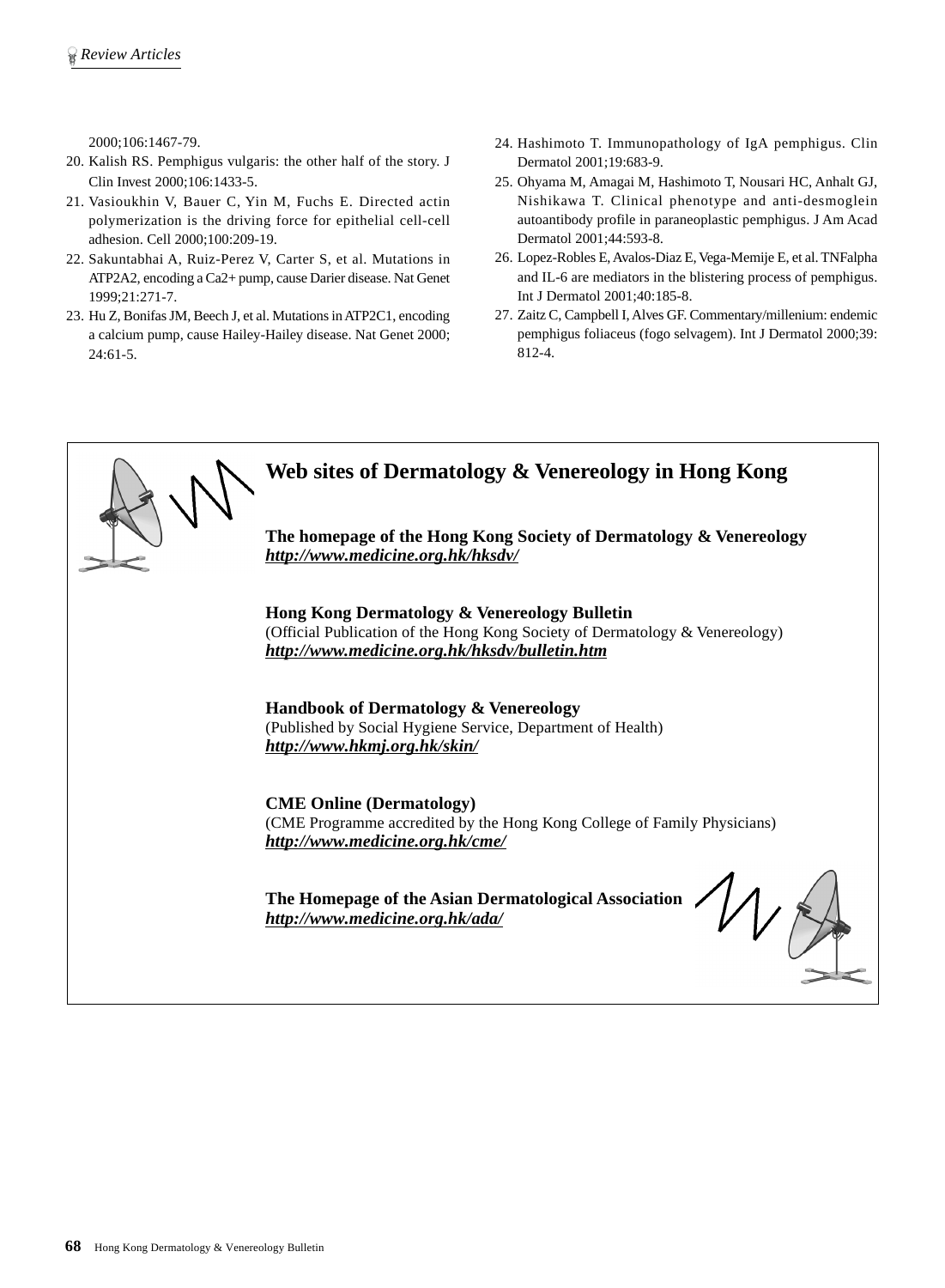2000;106:1467-79.

20. Kalish RS. Pemphigus vulgaris: the other half of the story. J Clin Invest 2000;106:1433-5.
21. Vasioukhin V, Bauer C, Yin M, Fuchs E. Directed actin polymerization is the driving force for epithelial cell-cell adhesion. Cell 2000;100:209-19.
22. Sakuntabhai A, Ruiz-Perez V, Carter S, et al. Mutations in ATP2A2, encoding a Ca2+ pump, cause Darier disease. Nat Genet 1999;21:271-7.
23. Hu Z, Bonifas JM, Beech J, et al. Mutations in ATP2C1, encoding a calcium pump, cause Hailey-Hailey disease. Nat Genet 2000; 24:61-5.
24. Hashimoto T. Immunopathology of IgA pemphigus. Clin Dermatol 2001;19:683-9.
25. Ohyama M, Amagai M, Hashimoto T, Nousari HC, Anhalt GJ, Nishikawa T. Clinical phenotype and anti-desmoglein autoantibody profile in paraneoplastic pemphigus. J Am Acad Dermatol 2001;44:593-8.
26. Lopez-Robles E, Avalos-Diaz E, Vega-Memije E, et al. TNFalpha and IL-6 are mediators in the blistering process of pemphigus. Int J Dermatol 2001;40:185-8.
27. Zaitz C, Campbell I, Alves GF. Commentary/millenium: endemic pemphigus foliaceus (fogo selvagem). Int J Dermatol 2000;39: 812-4.

## Web sites of Dermatology & Venereology in Hong Kong

**The homepage of the Hong Kong Society of Dermatology & Venereology**
***http://www.medicine.org.hk/hksdv/***

**Hong Kong Dermatology & Venereology Bulletin**
(Official Publication of the Hong Kong Society of Dermatology & Venereology)
***http://www.medicine.org.hk/hksdv/bulletin.htm***

**Handbook of Dermatology & Venereology**
(Published by Social Hygiene Service, Department of Health)
***http://www.hkmj.org.hk/skin/***

**CME Online (Dermatology)**
(CME Programme accredited by the Hong Kong College of Family Physicians)
***http://www.medicine.org.hk/cme/***

**The Homepage of the Asian Dermatological Association**
***http://www.medicine.org.hk/ada/***